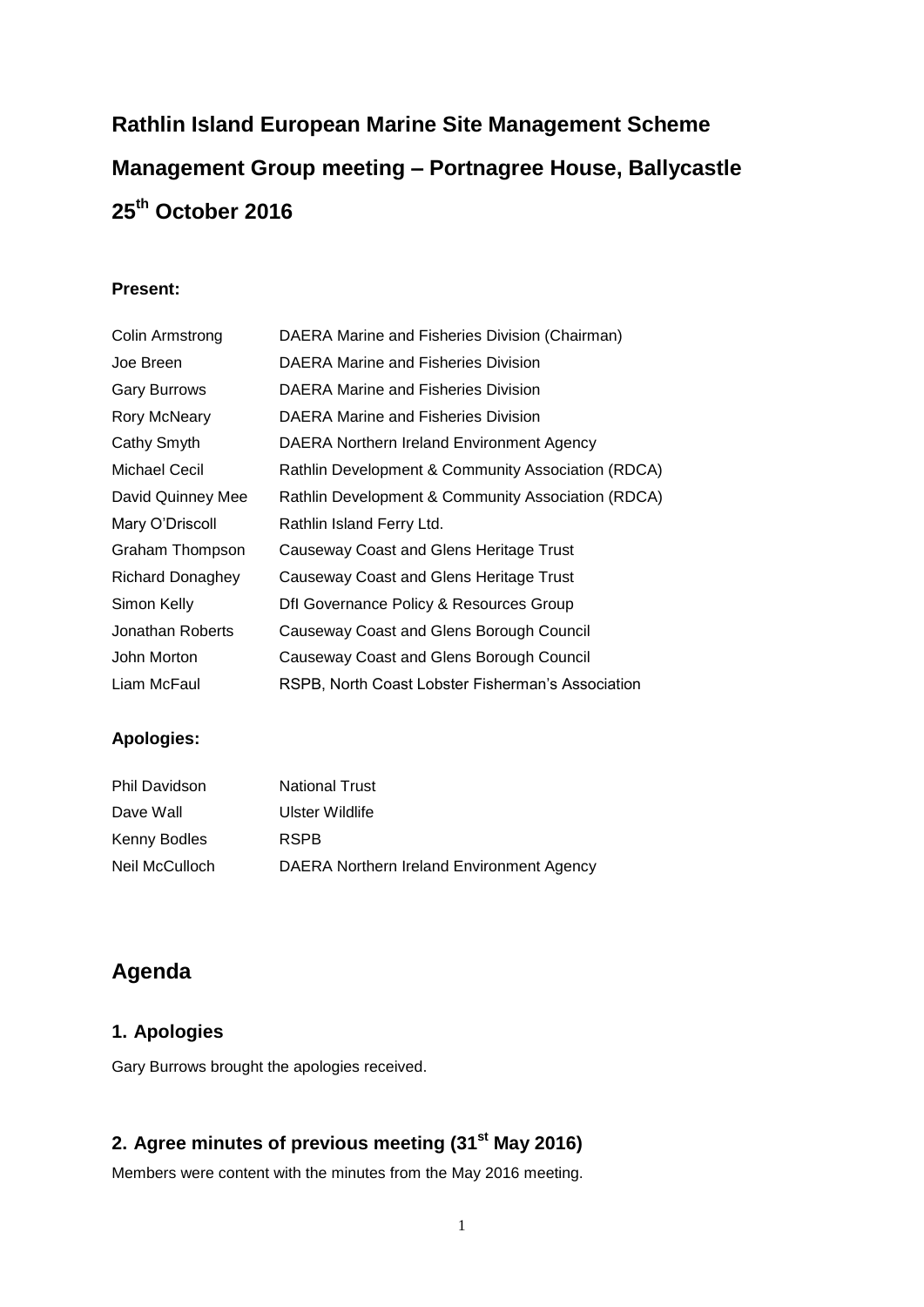# Rathlin Island European Marine Site Management Scheme

# Management Group meeting – Portnagree House, Ballycastle

# 25th October 2016

**Present:**

| | |
|---|---|
| Colin Armstrong | DAERA Marine and Fisheries Division (Chairman) |
| Joe Breen | DAERA Marine and Fisheries Division |
| Gary Burrows | DAERA Marine and Fisheries Division |
| Rory McNeary | DAERA Marine and Fisheries Division |
| Cathy Smyth | DAERA Northern Ireland Environment Agency |
| Michael Cecil | Rathlin Development & Community Association (RDCA) |
| David Quinney Mee | Rathlin Development & Community Association (RDCA) |
| Mary O'Driscoll | Rathlin Island Ferry Ltd. |
| Graham Thompson | Causeway Coast and Glens Heritage Trust |
| Richard Donaghey | Causeway Coast and Glens Heritage Trust |
| Simon Kelly | DfI Governance Policy & Resources Group |
| Jonathan Roberts | Causeway Coast and Glens Borough Council |
| John Morton | Causeway Coast and Glens Borough Council |
| Liam McFaul | RSPB, North Coast Lobster Fisherman's Association |

**Apologies:**

| | |
|---|---|
| Phil Davidson | National Trust |
| Dave Wall | Ulster Wildlife |
| Kenny Bodles | RSPB |
| Neil McCulloch | DAERA Northern Ireland Environment Agency |

## Agenda

### 1. Apologies

Gary Burrows brought the apologies received.

### 2. Agree minutes of previous meeting (31st May 2016)

Members were content with the minutes from the May 2016 meeting.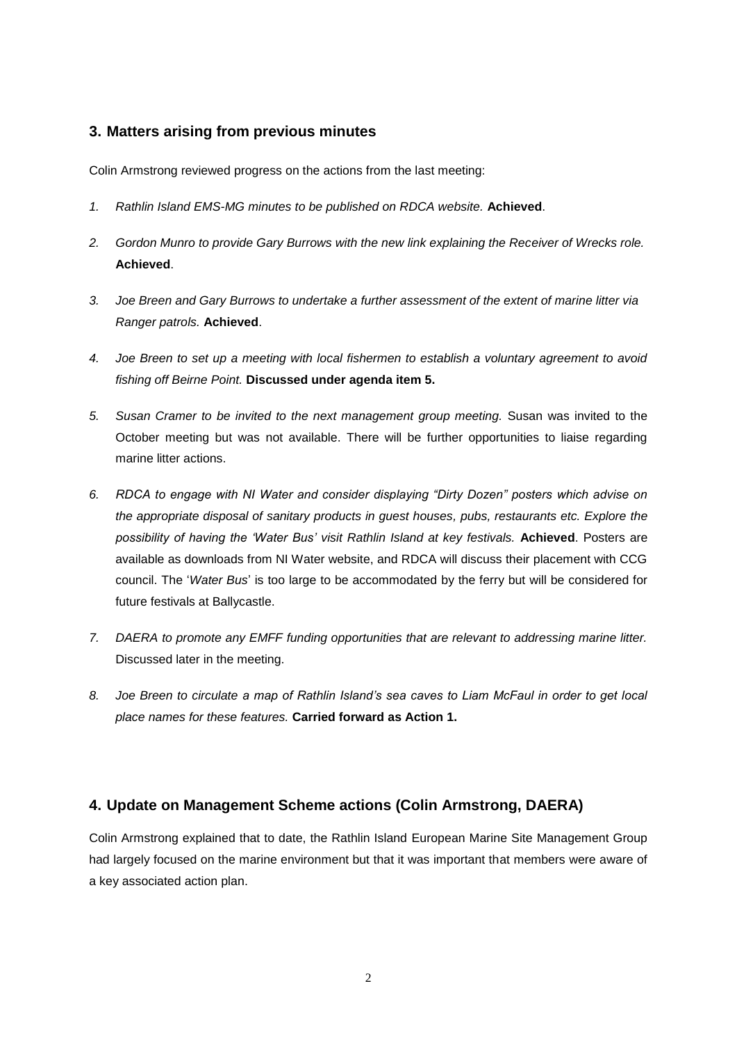## 3. Matters arising from previous minutes

Colin Armstrong reviewed progress on the actions from the last meeting:

1. *Rathlin Island EMS-MG minutes to be published on RDCA website.* **Achieved**.

2. *Gordon Munro to provide Gary Burrows with the new link explaining the Receiver of Wrecks role.* **Achieved**.

3. *Joe Breen and Gary Burrows to undertake a further assessment of the extent of marine litter via Ranger patrols.* **Achieved**.

4. *Joe Breen to set up a meeting with local fishermen to establish a voluntary agreement to avoid fishing off Beirne Point.* **Discussed under agenda item 5.**

5. *Susan Cramer to be invited to the next management group meeting.* Susan was invited to the October meeting but was not available. There will be further opportunities to liaise regarding marine litter actions.

6. *RDCA to engage with NI Water and consider displaying "Dirty Dozen" posters which advise on the appropriate disposal of sanitary products in guest houses, pubs, restaurants etc. Explore the possibility of having the 'Water Bus' visit Rathlin Island at key festivals.* **Achieved**. Posters are available as downloads from NI Water website, and RDCA will discuss their placement with CCG council. The '*Water Bus*' is too large to be accommodated by the ferry but will be considered for future festivals at Ballycastle.

7. *DAERA to promote any EMFF funding opportunities that are relevant to addressing marine litter.* Discussed later in the meeting.

8. *Joe Breen to circulate a map of Rathlin Island's sea caves to Liam McFaul in order to get local place names for these features.* **Carried forward as Action 1.**

## 4. Update on Management Scheme actions (Colin Armstrong, DAERA)

Colin Armstrong explained that to date, the Rathlin Island European Marine Site Management Group had largely focused on the marine environment but that it was important that members were aware of a key associated action plan.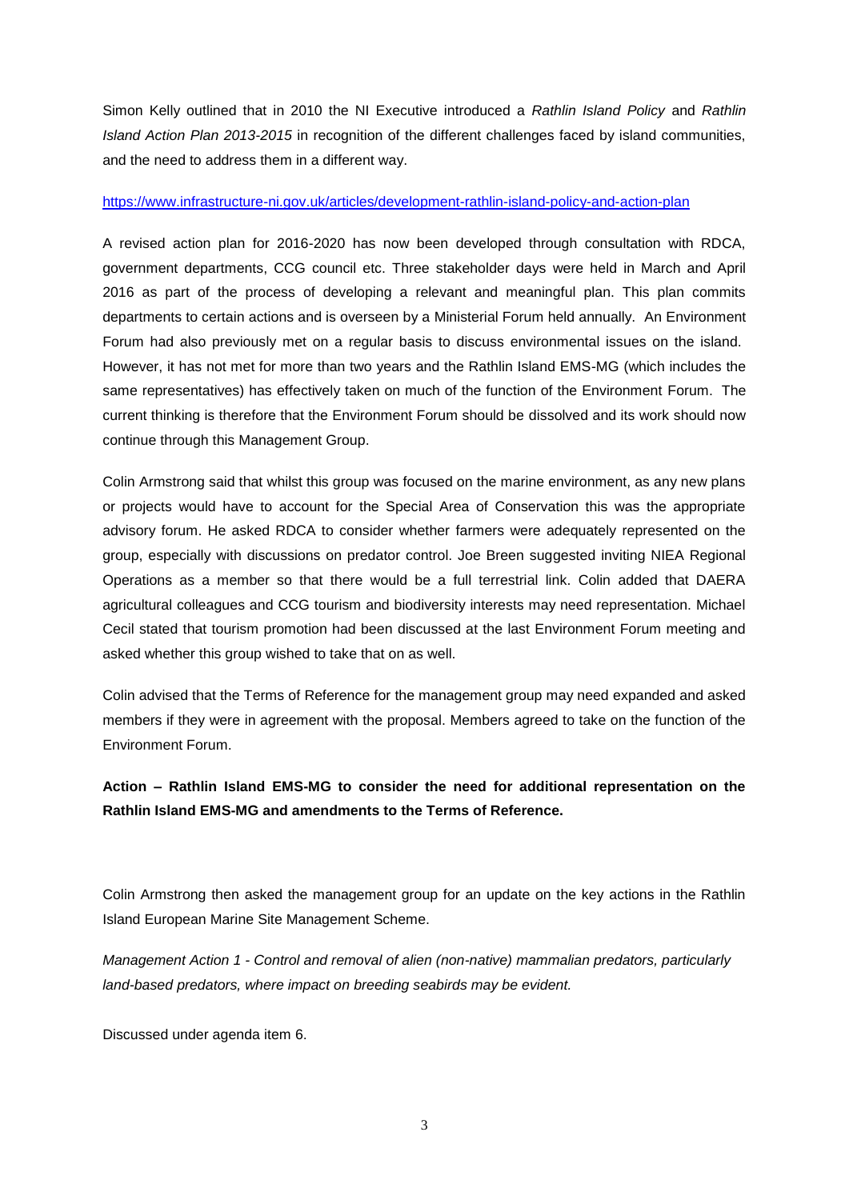Simon Kelly outlined that in 2010 the NI Executive introduced a *Rathlin Island Policy* and *Rathlin Island Action Plan 2013-2015* in recognition of the different challenges faced by island communities, and the need to address them in a different way.

https://www.infrastructure-ni.gov.uk/articles/development-rathlin-island-policy-and-action-plan

A revised action plan for 2016-2020 has now been developed through consultation with RDCA, government departments, CCG council etc. Three stakeholder days were held in March and April 2016 as part of the process of developing a relevant and meaningful plan. This plan commits departments to certain actions and is overseen by a Ministerial Forum held annually. An Environment Forum had also previously met on a regular basis to discuss environmental issues on the island. However, it has not met for more than two years and the Rathlin Island EMS-MG (which includes the same representatives) has effectively taken on much of the function of the Environment Forum. The current thinking is therefore that the Environment Forum should be dissolved and its work should now continue through this Management Group.

Colin Armstrong said that whilst this group was focused on the marine environment, as any new plans or projects would have to account for the Special Area of Conservation this was the appropriate advisory forum. He asked RDCA to consider whether farmers were adequately represented on the group, especially with discussions on predator control. Joe Breen suggested inviting NIEA Regional Operations as a member so that there would be a full terrestrial link. Colin added that DAERA agricultural colleagues and CCG tourism and biodiversity interests may need representation. Michael Cecil stated that tourism promotion had been discussed at the last Environment Forum meeting and asked whether this group wished to take that on as well.

Colin advised that the Terms of Reference for the management group may need expanded and asked members if they were in agreement with the proposal. Members agreed to take on the function of the Environment Forum.

**Action – Rathlin Island EMS-MG to consider the need for additional representation on the Rathlin Island EMS-MG and amendments to the Terms of Reference.**

Colin Armstrong then asked the management group for an update on the key actions in the Rathlin Island European Marine Site Management Scheme.

*Management Action 1 - Control and removal of alien (non-native) mammalian predators, particularly land-based predators, where impact on breeding seabirds may be evident.*

Discussed under agenda item 6.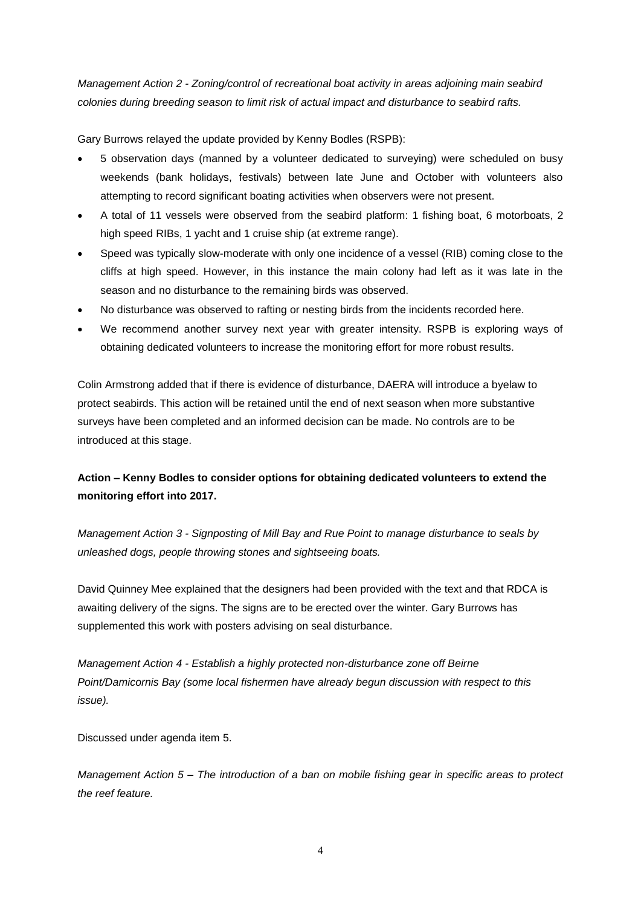*Management Action 2 - Zoning/control of recreational boat activity in areas adjoining main seabird colonies during breeding season to limit risk of actual impact and disturbance to seabird rafts.*

Gary Burrows relayed the update provided by Kenny Bodles (RSPB):

- 5 observation days (manned by a volunteer dedicated to surveying) were scheduled on busy weekends (bank holidays, festivals) between late June and October with volunteers also attempting to record significant boating activities when observers were not present.
- A total of 11 vessels were observed from the seabird platform: 1 fishing boat, 6 motorboats, 2 high speed RIBs, 1 yacht and 1 cruise ship (at extreme range).
- Speed was typically slow-moderate with only one incidence of a vessel (RIB) coming close to the cliffs at high speed. However, in this instance the main colony had left as it was late in the season and no disturbance to the remaining birds was observed.
- No disturbance was observed to rafting or nesting birds from the incidents recorded here.
- We recommend another survey next year with greater intensity. RSPB is exploring ways of obtaining dedicated volunteers to increase the monitoring effort for more robust results.

Colin Armstrong added that if there is evidence of disturbance, DAERA will introduce a byelaw to protect seabirds. This action will be retained until the end of next season when more substantive surveys have been completed and an informed decision can be made. No controls are to be introduced at this stage.

**Action – Kenny Bodles to consider options for obtaining dedicated volunteers to extend the monitoring effort into 2017.**

*Management Action 3 - Signposting of Mill Bay and Rue Point to manage disturbance to seals by unleashed dogs, people throwing stones and sightseeing boats.*

David Quinney Mee explained that the designers had been provided with the text and that RDCA is awaiting delivery of the signs. The signs are to be erected over the winter. Gary Burrows has supplemented this work with posters advising on seal disturbance.

*Management Action 4 - Establish a highly protected non-disturbance zone off Beirne Point/Damicornis Bay (some local fishermen have already begun discussion with respect to this issue).*

Discussed under agenda item 5.

*Management Action 5 – The introduction of a ban on mobile fishing gear in specific areas to protect the reef feature.*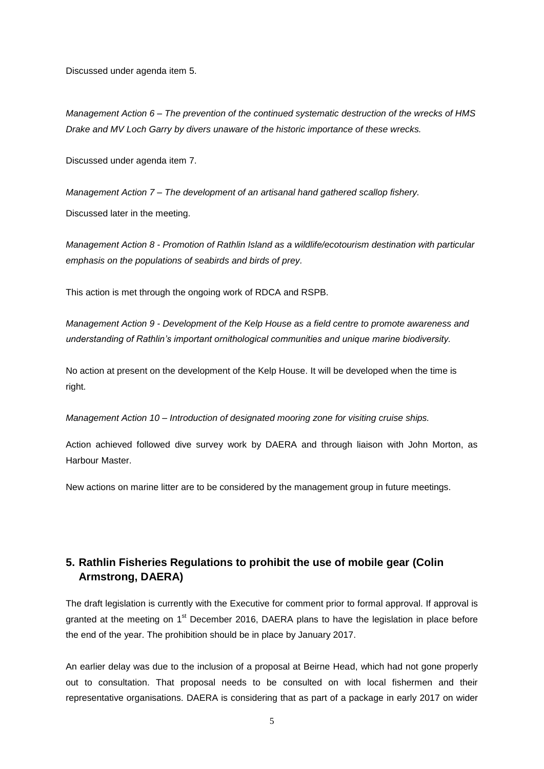Discussed under agenda item 5.

*Management Action 6 – The prevention of the continued systematic destruction of the wrecks of HMS Drake and MV Loch Garry by divers unaware of the historic importance of these wrecks.*

Discussed under agenda item 7.

*Management Action 7 – The development of an artisanal hand gathered scallop fishery.*

Discussed later in the meeting.

*Management Action 8 - Promotion of Rathlin Island as a wildlife/ecotourism destination with particular emphasis on the populations of seabirds and birds of prey.*

This action is met through the ongoing work of RDCA and RSPB.

*Management Action 9 - Development of the Kelp House as a field centre to promote awareness and understanding of Rathlin's important ornithological communities and unique marine biodiversity.*

No action at present on the development of the Kelp House. It will be developed when the time is right.

*Management Action 10 – Introduction of designated mooring zone for visiting cruise ships.*

Action achieved followed dive survey work by DAERA and through liaison with John Morton, as Harbour Master.

New actions on marine litter are to be considered by the management group in future meetings.

## 5. Rathlin Fisheries Regulations to prohibit the use of mobile gear (Colin Armstrong, DAERA)

The draft legislation is currently with the Executive for comment prior to formal approval. If approval is granted at the meeting on 1st December 2016, DAERA plans to have the legislation in place before the end of the year. The prohibition should be in place by January 2017.

An earlier delay was due to the inclusion of a proposal at Beirne Head, which had not gone properly out to consultation. That proposal needs to be consulted on with local fishermen and their representative organisations. DAERA is considering that as part of a package in early 2017 on wider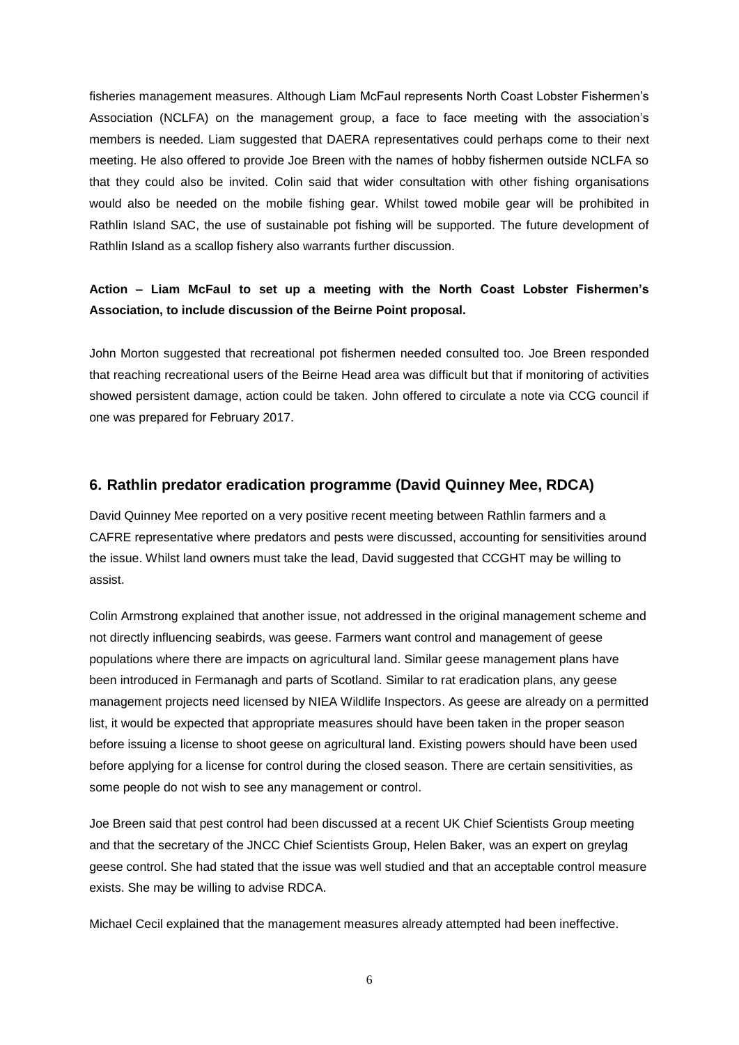fisheries management measures. Although Liam McFaul represents North Coast Lobster Fishermen's Association (NCLFA) on the management group, a face to face meeting with the association's members is needed. Liam suggested that DAERA representatives could perhaps come to their next meeting. He also offered to provide Joe Breen with the names of hobby fishermen outside NCLFA so that they could also be invited. Colin said that wider consultation with other fishing organisations would also be needed on the mobile fishing gear. Whilst towed mobile gear will be prohibited in Rathlin Island SAC, the use of sustainable pot fishing will be supported. The future development of Rathlin Island as a scallop fishery also warrants further discussion.

**Action – Liam McFaul to set up a meeting with the North Coast Lobster Fishermen's Association, to include discussion of the Beirne Point proposal.**

John Morton suggested that recreational pot fishermen needed consulted too. Joe Breen responded that reaching recreational users of the Beirne Head area was difficult but that if monitoring of activities showed persistent damage, action could be taken. John offered to circulate a note via CCG council if one was prepared for February 2017.

## 6. Rathlin predator eradication programme (David Quinney Mee, RDCA)

David Quinney Mee reported on a very positive recent meeting between Rathlin farmers and a CAFRE representative where predators and pests were discussed, accounting for sensitivities around the issue. Whilst land owners must take the lead, David suggested that CCGHT may be willing to assist.

Colin Armstrong explained that another issue, not addressed in the original management scheme and not directly influencing seabirds, was geese. Farmers want control and management of geese populations where there are impacts on agricultural land. Similar geese management plans have been introduced in Fermanagh and parts of Scotland. Similar to rat eradication plans, any geese management projects need licensed by NIEA Wildlife Inspectors. As geese are already on a permitted list, it would be expected that appropriate measures should have been taken in the proper season before issuing a license to shoot geese on agricultural land. Existing powers should have been used before applying for a license for control during the closed season. There are certain sensitivities, as some people do not wish to see any management or control.

Joe Breen said that pest control had been discussed at a recent UK Chief Scientists Group meeting and that the secretary of the JNCC Chief Scientists Group, Helen Baker, was an expert on greylag geese control. She had stated that the issue was well studied and that an acceptable control measure exists. She may be willing to advise RDCA.

Michael Cecil explained that the management measures already attempted had been ineffective.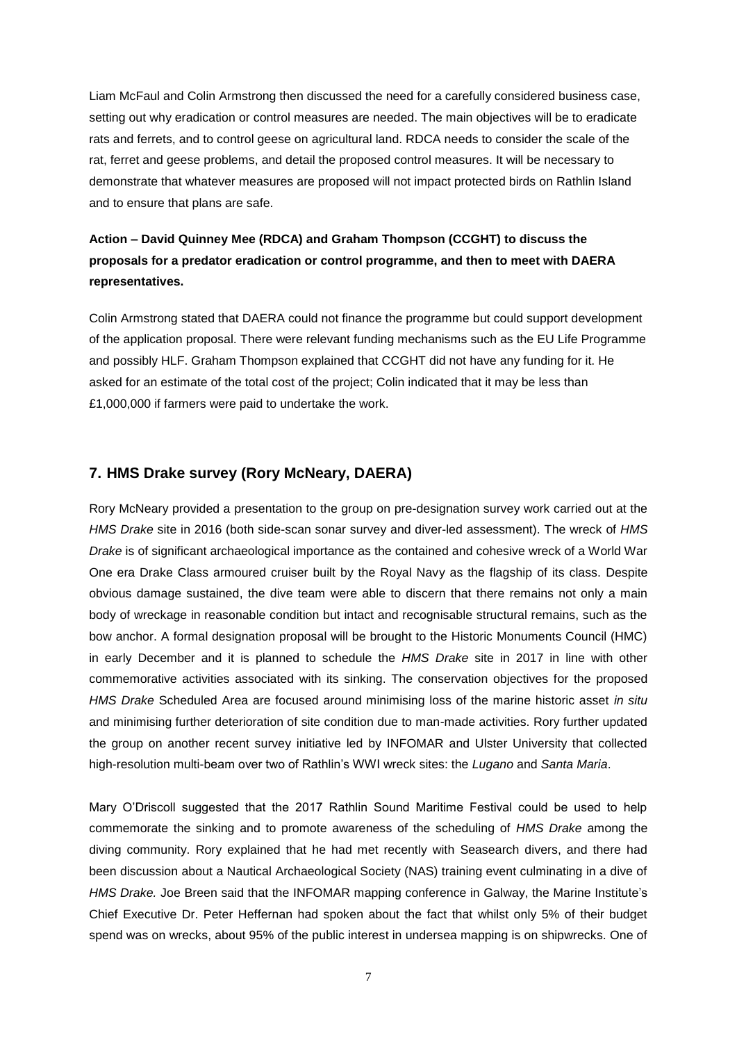Liam McFaul and Colin Armstrong then discussed the need for a carefully considered business case, setting out why eradication or control measures are needed. The main objectives will be to eradicate rats and ferrets, and to control geese on agricultural land. RDCA needs to consider the scale of the rat, ferret and geese problems, and detail the proposed control measures. It will be necessary to demonstrate that whatever measures are proposed will not impact protected birds on Rathlin Island and to ensure that plans are safe.

**Action – David Quinney Mee (RDCA) and Graham Thompson (CCGHT) to discuss the proposals for a predator eradication or control programme, and then to meet with DAERA representatives.**

Colin Armstrong stated that DAERA could not finance the programme but could support development of the application proposal. There were relevant funding mechanisms such as the EU Life Programme and possibly HLF. Graham Thompson explained that CCGHT did not have any funding for it. He asked for an estimate of the total cost of the project; Colin indicated that it may be less than £1,000,000 if farmers were paid to undertake the work.

## 7. HMS Drake survey (Rory McNeary, DAERA)

Rory McNeary provided a presentation to the group on pre-designation survey work carried out at the *HMS Drake* site in 2016 (both side-scan sonar survey and diver-led assessment). The wreck of *HMS Drake* is of significant archaeological importance as the contained and cohesive wreck of a World War One era Drake Class armoured cruiser built by the Royal Navy as the flagship of its class. Despite obvious damage sustained, the dive team were able to discern that there remains not only a main body of wreckage in reasonable condition but intact and recognisable structural remains, such as the bow anchor. A formal designation proposal will be brought to the Historic Monuments Council (HMC) in early December and it is planned to schedule the *HMS Drake* site in 2017 in line with other commemorative activities associated with its sinking. The conservation objectives for the proposed *HMS Drake* Scheduled Area are focused around minimising loss of the marine historic asset *in situ* and minimising further deterioration of site condition due to man-made activities. Rory further updated the group on another recent survey initiative led by INFOMAR and Ulster University that collected high-resolution multi-beam over two of Rathlin's WWI wreck sites: the *Lugano* and *Santa Maria*.

Mary O'Driscoll suggested that the 2017 Rathlin Sound Maritime Festival could be used to help commemorate the sinking and to promote awareness of the scheduling of *HMS Drake* among the diving community. Rory explained that he had met recently with Seasearch divers, and there had been discussion about a Nautical Archaeological Society (NAS) training event culminating in a dive of *HMS Drake.* Joe Breen said that the INFOMAR mapping conference in Galway, the Marine Institute's Chief Executive Dr. Peter Heffernan had spoken about the fact that whilst only 5% of their budget spend was on wrecks, about 95% of the public interest in undersea mapping is on shipwrecks. One of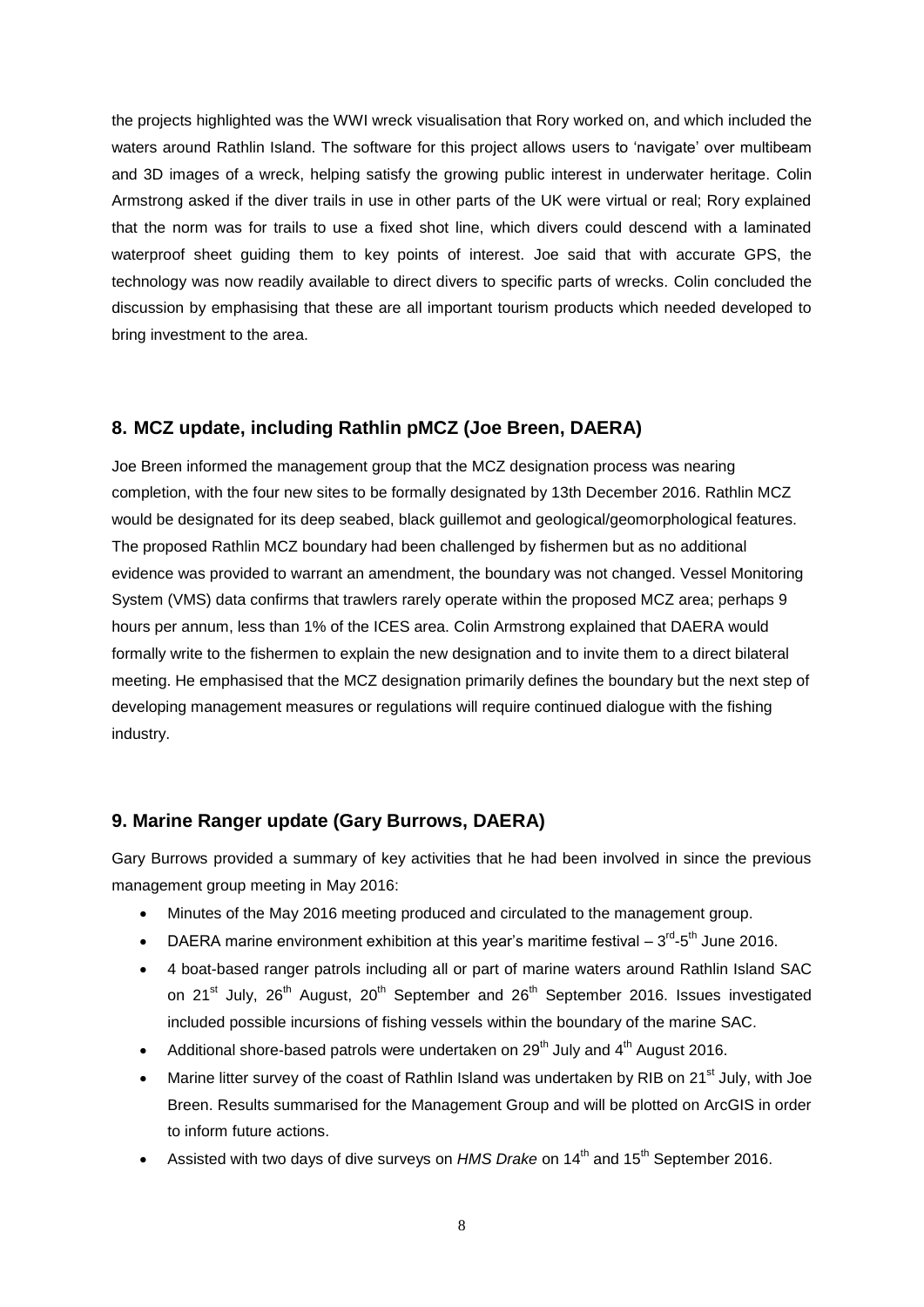the projects highlighted was the WWI wreck visualisation that Rory worked on, and which included the waters around Rathlin Island. The software for this project allows users to 'navigate' over multibeam and 3D images of a wreck, helping satisfy the growing public interest in underwater heritage. Colin Armstrong asked if the diver trails in use in other parts of the UK were virtual or real; Rory explained that the norm was for trails to use a fixed shot line, which divers could descend with a laminated waterproof sheet guiding them to key points of interest. Joe said that with accurate GPS, the technology was now readily available to direct divers to specific parts of wrecks. Colin concluded the discussion by emphasising that these are all important tourism products which needed developed to bring investment to the area.

## 8. MCZ update, including Rathlin pMCZ (Joe Breen, DAERA)

Joe Breen informed the management group that the MCZ designation process was nearing completion, with the four new sites to be formally designated by 13th December 2016. Rathlin MCZ would be designated for its deep seabed, black guillemot and geological/geomorphological features. The proposed Rathlin MCZ boundary had been challenged by fishermen but as no additional evidence was provided to warrant an amendment, the boundary was not changed. Vessel Monitoring System (VMS) data confirms that trawlers rarely operate within the proposed MCZ area; perhaps 9 hours per annum, less than 1% of the ICES area. Colin Armstrong explained that DAERA would formally write to the fishermen to explain the new designation and to invite them to a direct bilateral meeting. He emphasised that the MCZ designation primarily defines the boundary but the next step of developing management measures or regulations will require continued dialogue with the fishing industry.

## 9. Marine Ranger update (Gary Burrows, DAERA)

Gary Burrows provided a summary of key activities that he had been involved in since the previous management group meeting in May 2016:

- Minutes of the May 2016 meeting produced and circulated to the management group.
- DAERA marine environment exhibition at this year's maritime festival – 3rd-5th June 2016.
- 4 boat-based ranger patrols including all or part of marine waters around Rathlin Island SAC on 21st July, 26th August, 20th September and 26th September 2016. Issues investigated included possible incursions of fishing vessels within the boundary of the marine SAC.
- Additional shore-based patrols were undertaken on 29th July and 4th August 2016.
- Marine litter survey of the coast of Rathlin Island was undertaken by RIB on 21st July, with Joe Breen. Results summarised for the Management Group and will be plotted on ArcGIS in order to inform future actions.
- Assisted with two days of dive surveys on *HMS Drake* on 14th and 15th September 2016.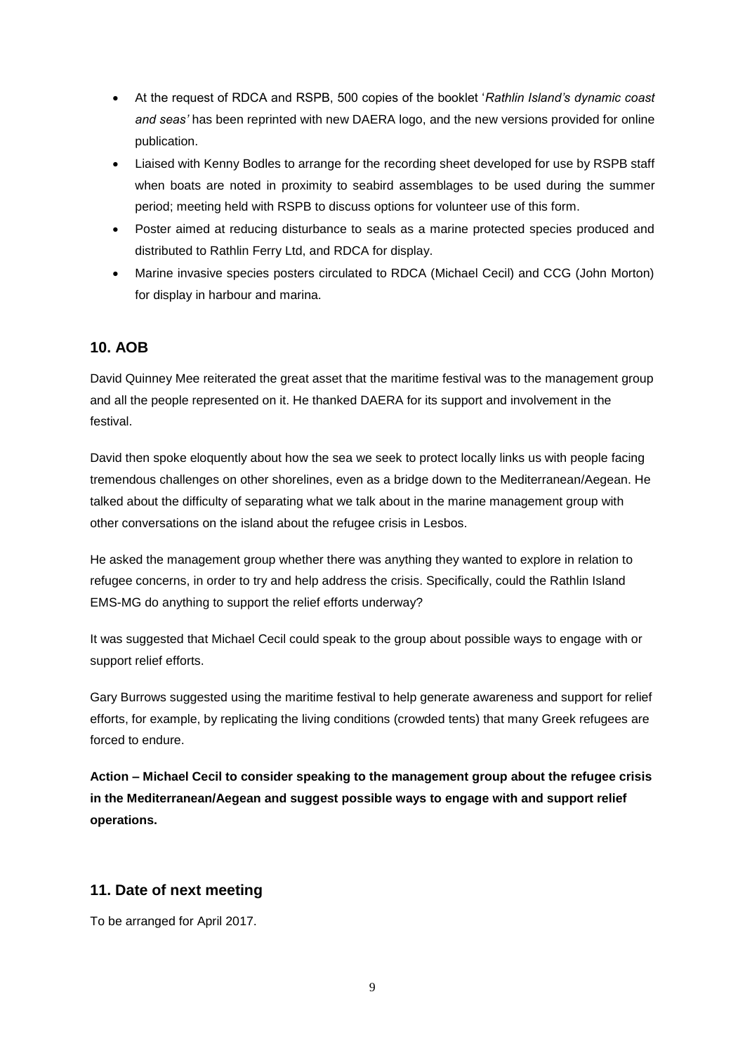- At the request of RDCA and RSPB, 500 copies of the booklet '*Rathlin Island's dynamic coast and seas'* has been reprinted with new DAERA logo, and the new versions provided for online publication.
- Liaised with Kenny Bodles to arrange for the recording sheet developed for use by RSPB staff when boats are noted in proximity to seabird assemblages to be used during the summer period; meeting held with RSPB to discuss options for volunteer use of this form.
- Poster aimed at reducing disturbance to seals as a marine protected species produced and distributed to Rathlin Ferry Ltd, and RDCA for display.
- Marine invasive species posters circulated to RDCA (Michael Cecil) and CCG (John Morton) for display in harbour and marina.

## 10. AOB

David Quinney Mee reiterated the great asset that the maritime festival was to the management group and all the people represented on it. He thanked DAERA for its support and involvement in the festival.

David then spoke eloquently about how the sea we seek to protect locally links us with people facing tremendous challenges on other shorelines, even as a bridge down to the Mediterranean/Aegean. He talked about the difficulty of separating what we talk about in the marine management group with other conversations on the island about the refugee crisis in Lesbos.

He asked the management group whether there was anything they wanted to explore in relation to refugee concerns, in order to try and help address the crisis. Specifically, could the Rathlin Island EMS-MG do anything to support the relief efforts underway?

It was suggested that Michael Cecil could speak to the group about possible ways to engage with or support relief efforts.

Gary Burrows suggested using the maritime festival to help generate awareness and support for relief efforts, for example, by replicating the living conditions (crowded tents) that many Greek refugees are forced to endure.

**Action – Michael Cecil to consider speaking to the management group about the refugee crisis in the Mediterranean/Aegean and suggest possible ways to engage with and support relief operations.**

## 11. Date of next meeting

To be arranged for April 2017.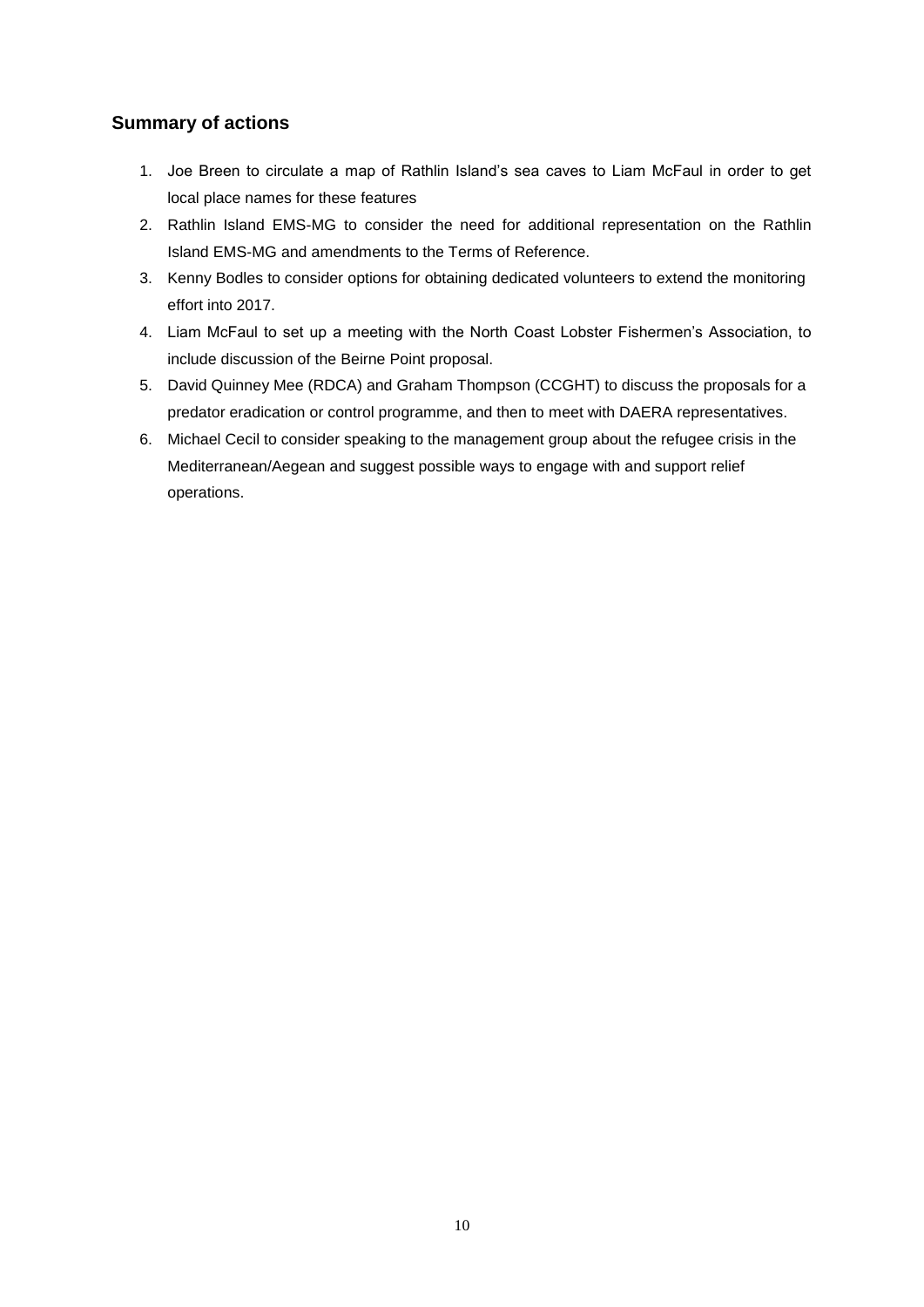## Summary of actions

1. Joe Breen to circulate a map of Rathlin Island's sea caves to Liam McFaul in order to get local place names for these features
2. Rathlin Island EMS-MG to consider the need for additional representation on the Rathlin Island EMS-MG and amendments to the Terms of Reference.
3. Kenny Bodles to consider options for obtaining dedicated volunteers to extend the monitoring effort into 2017.
4. Liam McFaul to set up a meeting with the North Coast Lobster Fishermen's Association, to include discussion of the Beirne Point proposal.
5. David Quinney Mee (RDCA) and Graham Thompson (CCGHT) to discuss the proposals for a predator eradication or control programme, and then to meet with DAERA representatives.
6. Michael Cecil to consider speaking to the management group about the refugee crisis in the Mediterranean/Aegean and suggest possible ways to engage with and support relief operations.